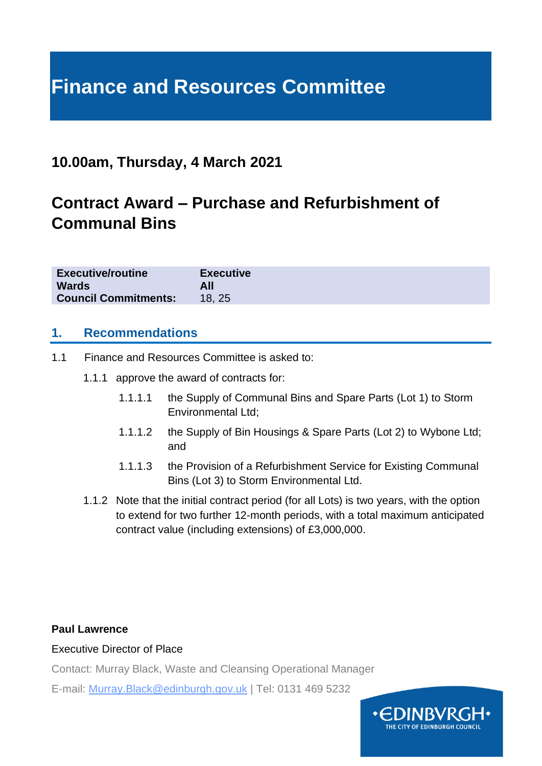# Finance and Resources Committee

## 10.00am, Thursday, 4 March 2021

## Contract Award – Purchase and Refurbishment of Communal Bins

| | |
|---|---|
| **Executive/routine** | **Executive** |
| **Wards** | **All** |
| **Council Commitments:** | 18, 25 |

### 1. Recommendations

1.1 Finance and Resources Committee is asked to:

1.1.1 approve the award of contracts for:

1.1.1.1 the Supply of Communal Bins and Spare Parts (Lot 1) to Storm Environmental Ltd;

1.1.1.2 the Supply of Bin Housings & Spare Parts (Lot 2) to Wybone Ltd; and

1.1.1.3 the Provision of a Refurbishment Service for Existing Communal Bins (Lot 3) to Storm Environmental Ltd.

1.1.2 Note that the initial contract period (for all Lots) is two years, with the option to extend for two further 12-month periods, with a total maximum anticipated contract value (including extensions) of £3,000,000.

**Paul Lawrence**

Executive Director of Place

Contact: Murray Black, Waste and Cleansing Operational Manager

E-mail: [Murray.Black@edinburgh.gov.uk](mailto:Murray.Black@edinburgh.gov.uk) | Tel: 0131 469 5232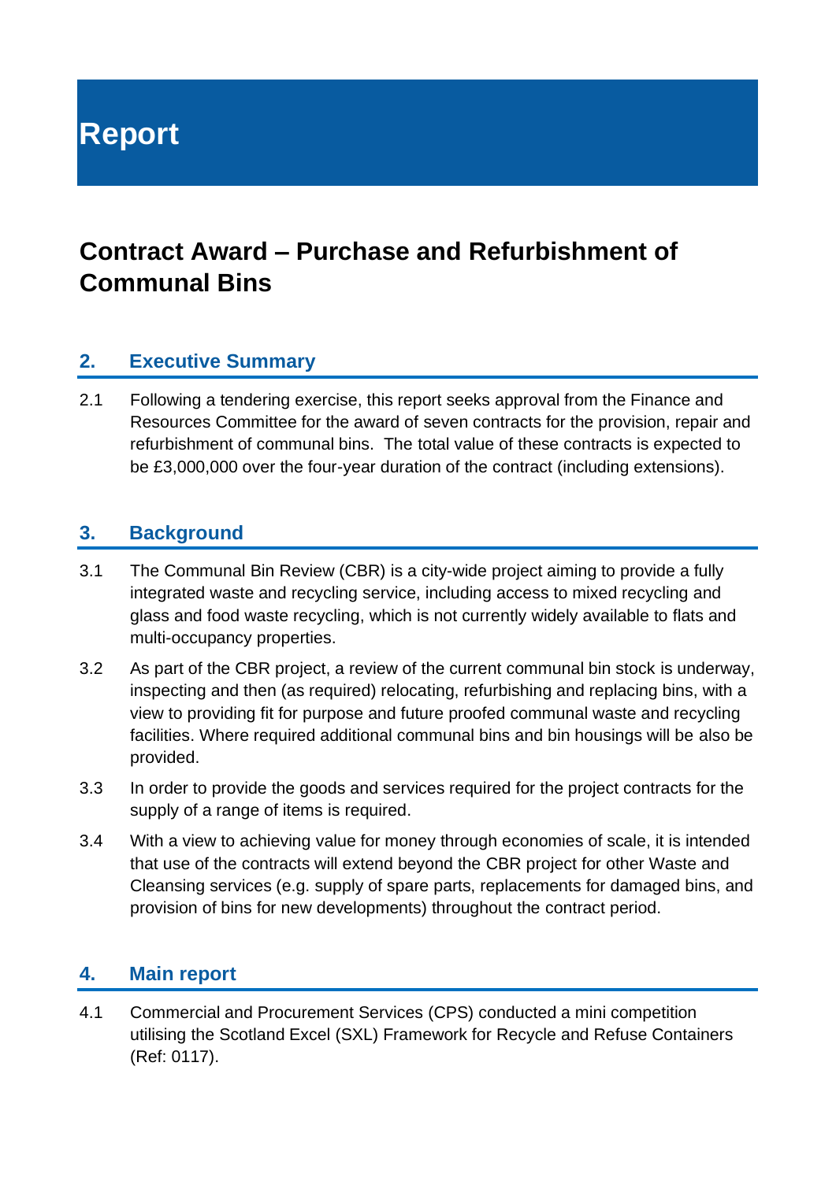# Report

## Contract Award – Purchase and Refurbishment of Communal Bins

### 2. Executive Summary

2.1 Following a tendering exercise, this report seeks approval from the Finance and Resources Committee for the award of seven contracts for the provision, repair and refurbishment of communal bins. The total value of these contracts is expected to be £3,000,000 over the four-year duration of the contract (including extensions).

### 3. Background

3.1 The Communal Bin Review (CBR) is a city-wide project aiming to provide a fully integrated waste and recycling service, including access to mixed recycling and glass and food waste recycling, which is not currently widely available to flats and multi-occupancy properties.

3.2 As part of the CBR project, a review of the current communal bin stock is underway, inspecting and then (as required) relocating, refurbishing and replacing bins, with a view to providing fit for purpose and future proofed communal waste and recycling facilities. Where required additional communal bins and bin housings will be also be provided.

3.3 In order to provide the goods and services required for the project contracts for the supply of a range of items is required.

3.4 With a view to achieving value for money through economies of scale, it is intended that use of the contracts will extend beyond the CBR project for other Waste and Cleansing services (e.g. supply of spare parts, replacements for damaged bins, and provision of bins for new developments) throughout the contract period.

### 4. Main report

4.1 Commercial and Procurement Services (CPS) conducted a mini competition utilising the Scotland Excel (SXL) Framework for Recycle and Refuse Containers (Ref: 0117).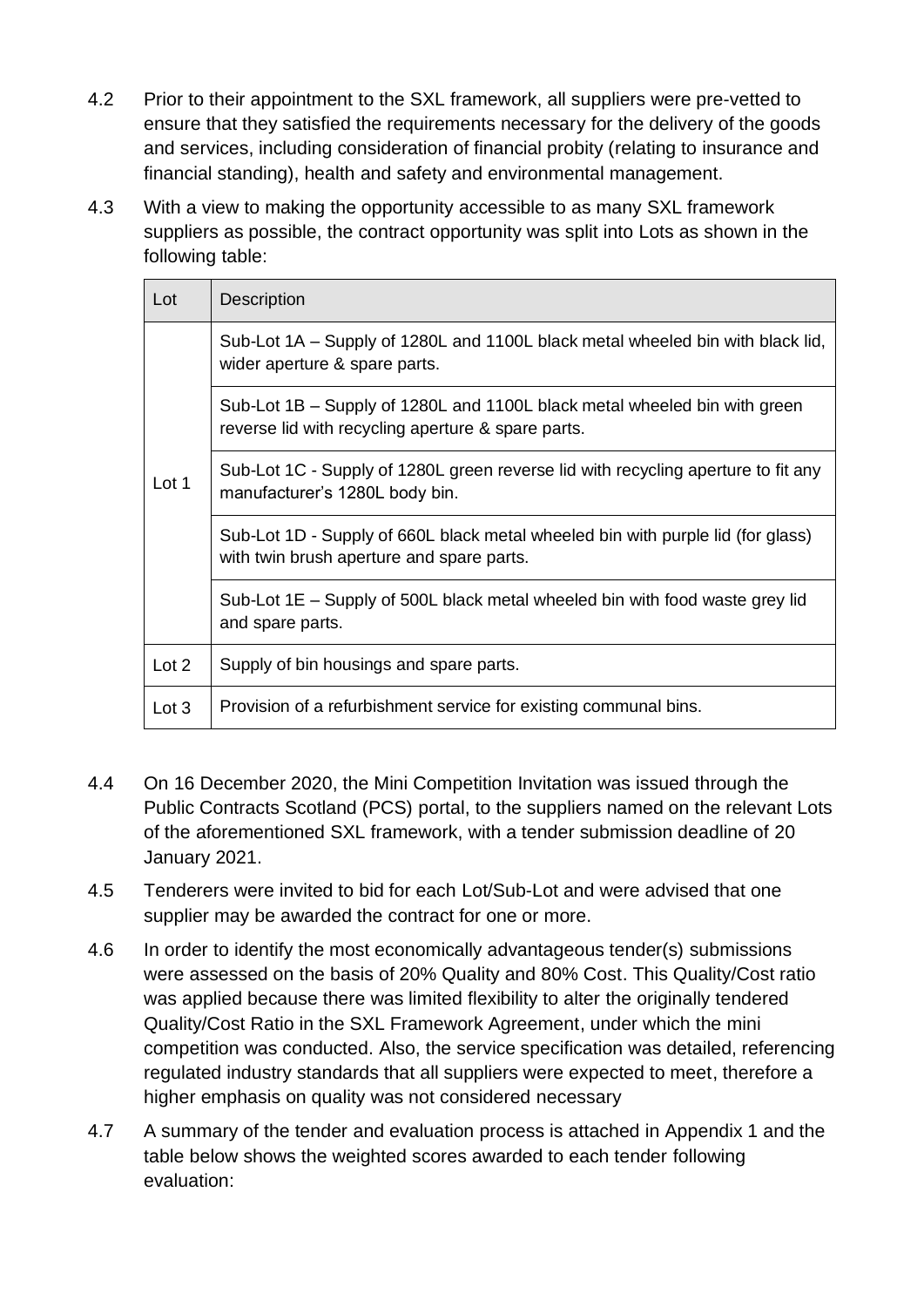4.2 Prior to their appointment to the SXL framework, all suppliers were pre-vetted to ensure that they satisfied the requirements necessary for the delivery of the goods and services, including consideration of financial probity (relating to insurance and financial standing), health and safety and environmental management.

4.3 With a view to making the opportunity accessible to as many SXL framework suppliers as possible, the contract opportunity was split into Lots as shown in the following table:

| Lot | Description |
|---|---|
| Lot 1 | Sub-Lot 1A – Supply of 1280L and 1100L black metal wheeled bin with black lid, wider aperture & spare parts. |
| | Sub-Lot 1B – Supply of 1280L and 1100L black metal wheeled bin with green reverse lid with recycling aperture & spare parts. |
| | Sub-Lot 1C - Supply of 1280L green reverse lid with recycling aperture to fit any manufacturer's 1280L body bin. |
| | Sub-Lot 1D - Supply of 660L black metal wheeled bin with purple lid (for glass) with twin brush aperture and spare parts. |
| | Sub-Lot 1E – Supply of 500L black metal wheeled bin with food waste grey lid and spare parts. |
| Lot 2 | Supply of bin housings and spare parts. |
| Lot 3 | Provision of a refurbishment service for existing communal bins. |

4.4 On 16 December 2020, the Mini Competition Invitation was issued through the Public Contracts Scotland (PCS) portal, to the suppliers named on the relevant Lots of the aforementioned SXL framework, with a tender submission deadline of 20 January 2021.

4.5 Tenderers were invited to bid for each Lot/Sub-Lot and were advised that one supplier may be awarded the contract for one or more.

4.6 In order to identify the most economically advantageous tender(s) submissions were assessed on the basis of 20% Quality and 80% Cost. This Quality/Cost ratio was applied because there was limited flexibility to alter the originally tendered Quality/Cost Ratio in the SXL Framework Agreement, under which the mini competition was conducted. Also, the service specification was detailed, referencing regulated industry standards that all suppliers were expected to meet, therefore a higher emphasis on quality was not considered necessary

4.7 A summary of the tender and evaluation process is attached in Appendix 1 and the table below shows the weighted scores awarded to each tender following evaluation: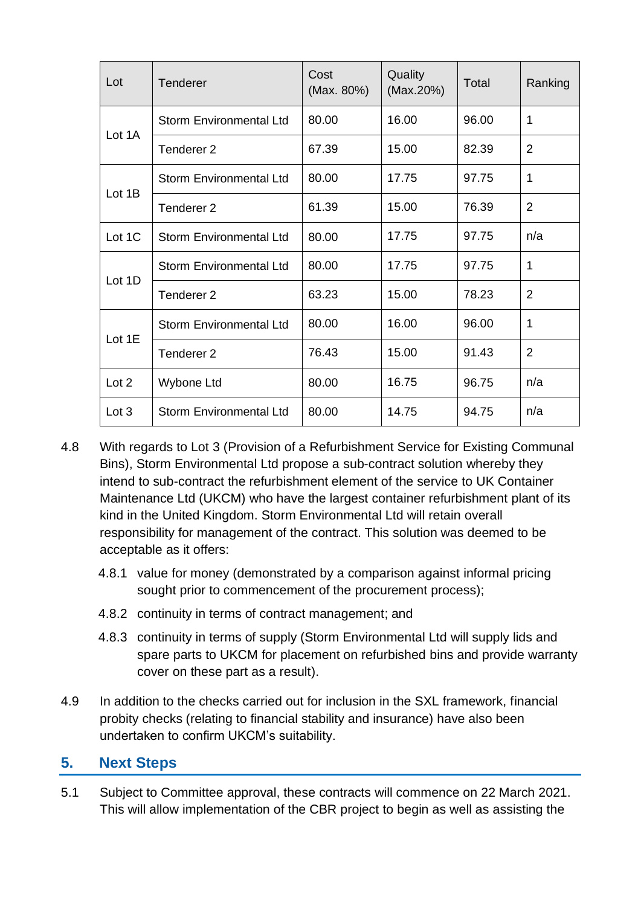| Lot | Tenderer | Cost (Max. 80%) | Quality (Max.20%) | Total | Ranking |
|---|---|---|---|---|---|
| Lot 1A | Storm Environmental Ltd | 80.00 | 16.00 | 96.00 | 1 |
| | Tenderer 2 | 67.39 | 15.00 | 82.39 | 2 |
| Lot 1B | Storm Environmental Ltd | 80.00 | 17.75 | 97.75 | 1 |
| | Tenderer 2 | 61.39 | 15.00 | 76.39 | 2 |
| Lot 1C | Storm Environmental Ltd | 80.00 | 17.75 | 97.75 | n/a |
| Lot 1D | Storm Environmental Ltd | 80.00 | 17.75 | 97.75 | 1 |
| | Tenderer 2 | 63.23 | 15.00 | 78.23 | 2 |
| Lot 1E | Storm Environmental Ltd | 80.00 | 16.00 | 96.00 | 1 |
| | Tenderer 2 | 76.43 | 15.00 | 91.43 | 2 |
| Lot 2 | Wybone Ltd | 80.00 | 16.75 | 96.75 | n/a |
| Lot 3 | Storm Environmental Ltd | 80.00 | 14.75 | 94.75 | n/a |

4.8 With regards to Lot 3 (Provision of a Refurbishment Service for Existing Communal Bins), Storm Environmental Ltd propose a sub-contract solution whereby they intend to sub-contract the refurbishment element of the service to UK Container Maintenance Ltd (UKCM) who have the largest container refurbishment plant of its kind in the United Kingdom. Storm Environmental Ltd will retain overall responsibility for management of the contract. This solution was deemed to be acceptable as it offers:

4.8.1 value for money (demonstrated by a comparison against informal pricing sought prior to commencement of the procurement process);

4.8.2 continuity in terms of contract management; and

4.8.3 continuity in terms of supply (Storm Environmental Ltd will supply lids and spare parts to UKCM for placement on refurbished bins and provide warranty cover on these part as a result).

4.9 In addition to the checks carried out for inclusion in the SXL framework, financial probity checks (relating to financial stability and insurance) have also been undertaken to confirm UKCM's suitability.

## 5. Next Steps

5.1 Subject to Committee approval, these contracts will commence on 22 March 2021. This will allow implementation of the CBR project to begin as well as assisting the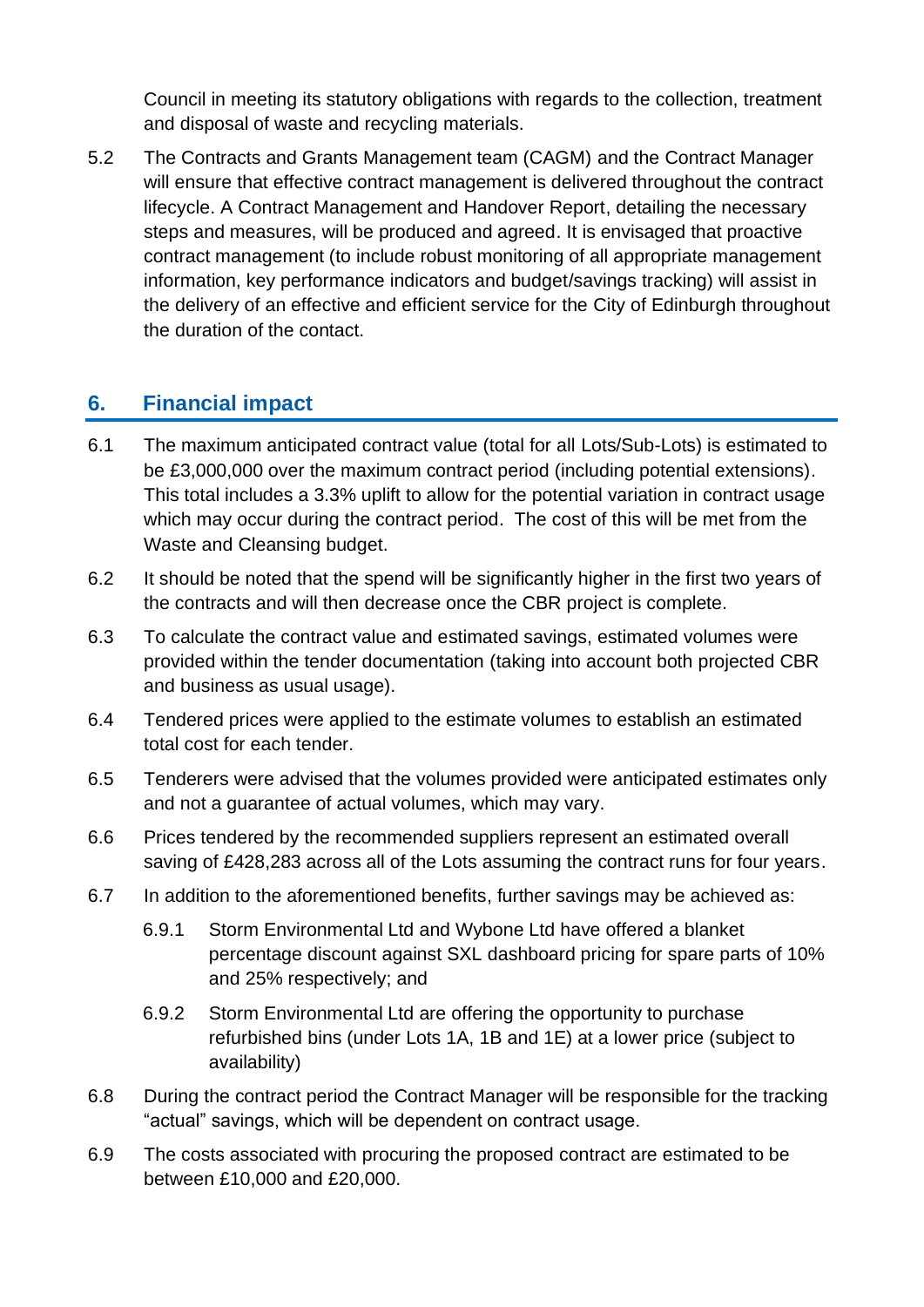Council in meeting its statutory obligations with regards to the collection, treatment and disposal of waste and recycling materials.

5.2 The Contracts and Grants Management team (CAGM) and the Contract Manager will ensure that effective contract management is delivered throughout the contract lifecycle. A Contract Management and Handover Report, detailing the necessary steps and measures, will be produced and agreed. It is envisaged that proactive contract management (to include robust monitoring of all appropriate management information, key performance indicators and budget/savings tracking) will assist in the delivery of an effective and efficient service for the City of Edinburgh throughout the duration of the contact.

## 6. Financial impact

6.1 The maximum anticipated contract value (total for all Lots/Sub-Lots) is estimated to be £3,000,000 over the maximum contract period (including potential extensions). This total includes a 3.3% uplift to allow for the potential variation in contract usage which may occur during the contract period. The cost of this will be met from the Waste and Cleansing budget.

6.2 It should be noted that the spend will be significantly higher in the first two years of the contracts and will then decrease once the CBR project is complete.

6.3 To calculate the contract value and estimated savings, estimated volumes were provided within the tender documentation (taking into account both projected CBR and business as usual usage).

6.4 Tendered prices were applied to the estimate volumes to establish an estimated total cost for each tender.

6.5 Tenderers were advised that the volumes provided were anticipated estimates only and not a guarantee of actual volumes, which may vary.

6.6 Prices tendered by the recommended suppliers represent an estimated overall saving of £428,283 across all of the Lots assuming the contract runs for four years.

6.7 In addition to the aforementioned benefits, further savings may be achieved as:

6.9.1 Storm Environmental Ltd and Wybone Ltd have offered a blanket percentage discount against SXL dashboard pricing for spare parts of 10% and 25% respectively; and

6.9.2 Storm Environmental Ltd are offering the opportunity to purchase refurbished bins (under Lots 1A, 1B and 1E) at a lower price (subject to availability)

6.8 During the contract period the Contract Manager will be responsible for the tracking “actual” savings, which will be dependent on contract usage.

6.9 The costs associated with procuring the proposed contract are estimated to be between £10,000 and £20,000.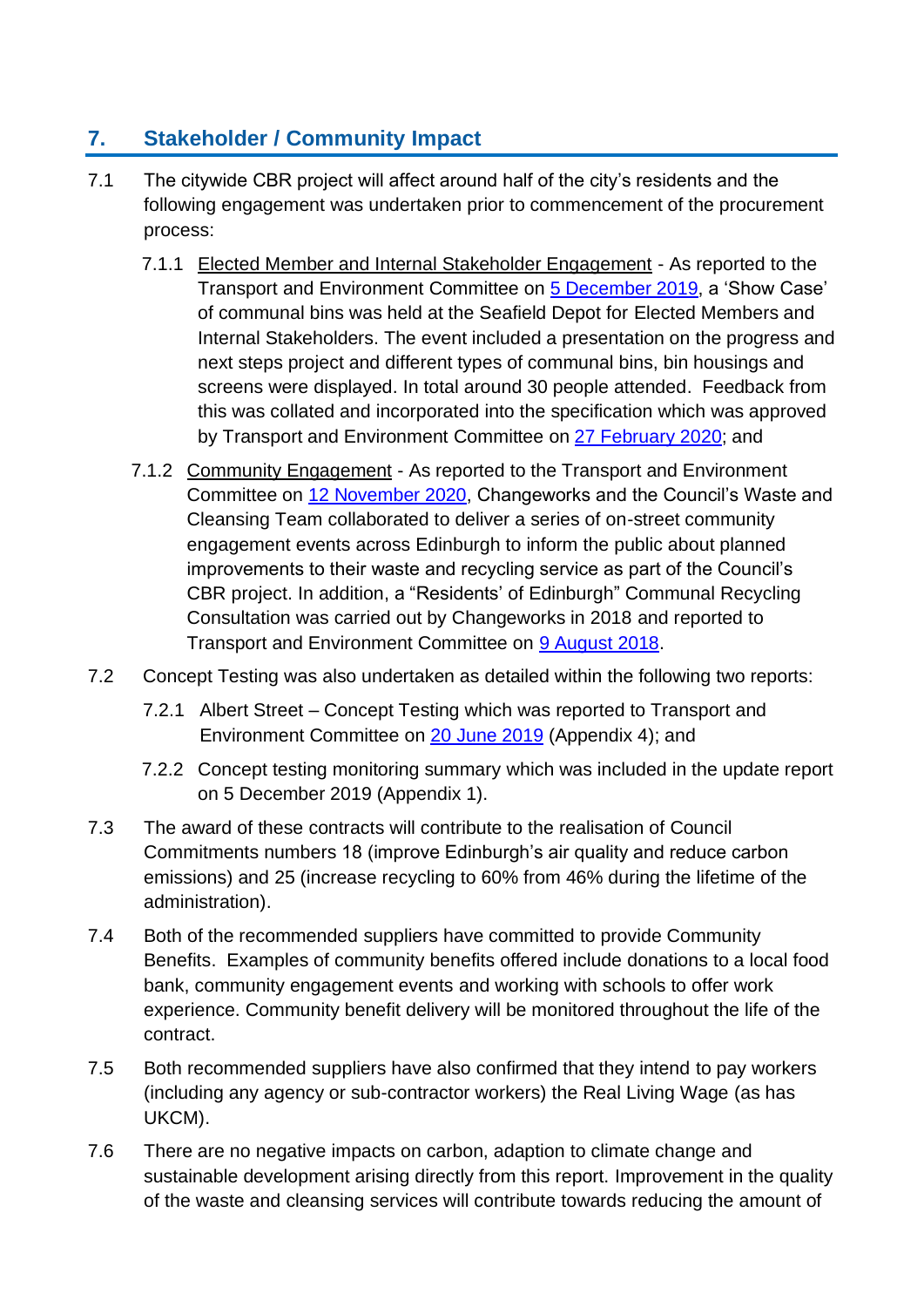## 7. Stakeholder / Community Impact

7.1 The citywide CBR project will affect around half of the city's residents and the following engagement was undertaken prior to commencement of the procurement process:

7.1.1 Elected Member and Internal Stakeholder Engagement - As reported to the Transport and Environment Committee on 5 December 2019, a 'Show Case' of communal bins was held at the Seafield Depot for Elected Members and Internal Stakeholders. The event included a presentation on the progress and next steps project and different types of communal bins, bin housings and screens were displayed. In total around 30 people attended. Feedback from this was collated and incorporated into the specification which was approved by Transport and Environment Committee on 27 February 2020; and

7.1.2 Community Engagement - As reported to the Transport and Environment Committee on 12 November 2020, Changeworks and the Council's Waste and Cleansing Team collaborated to deliver a series of on-street community engagement events across Edinburgh to inform the public about planned improvements to their waste and recycling service as part of the Council's CBR project. In addition, a "Residents' of Edinburgh" Communal Recycling Consultation was carried out by Changeworks in 2018 and reported to Transport and Environment Committee on 9 August 2018.

7.2 Concept Testing was also undertaken as detailed within the following two reports:

7.2.1 Albert Street – Concept Testing which was reported to Transport and Environment Committee on 20 June 2019 (Appendix 4); and

7.2.2 Concept testing monitoring summary which was included in the update report on 5 December 2019 (Appendix 1).

7.3 The award of these contracts will contribute to the realisation of Council Commitments numbers 18 (improve Edinburgh's air quality and reduce carbon emissions) and 25 (increase recycling to 60% from 46% during the lifetime of the administration).

7.4 Both of the recommended suppliers have committed to provide Community Benefits. Examples of community benefits offered include donations to a local food bank, community engagement events and working with schools to offer work experience. Community benefit delivery will be monitored throughout the life of the contract.

7.5 Both recommended suppliers have also confirmed that they intend to pay workers (including any agency or sub-contractor workers) the Real Living Wage (as has UKCM).

7.6 There are no negative impacts on carbon, adaption to climate change and sustainable development arising directly from this report. Improvement in the quality of the waste and cleansing services will contribute towards reducing the amount of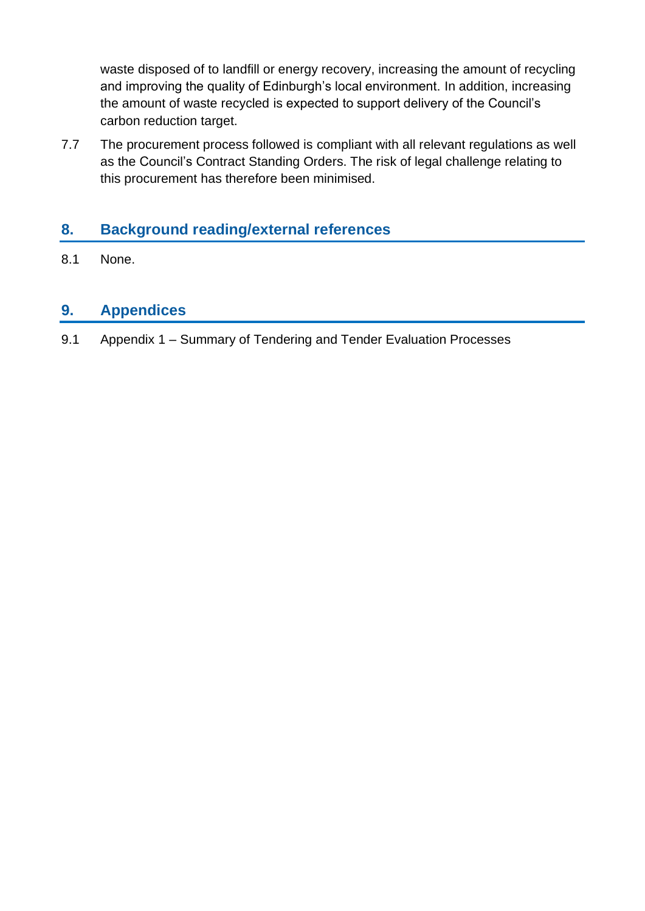waste disposed of to landfill or energy recovery, increasing the amount of recycling and improving the quality of Edinburgh's local environment. In addition, increasing the amount of waste recycled is expected to support delivery of the Council's carbon reduction target.

7.7 The procurement process followed is compliant with all relevant regulations as well as the Council's Contract Standing Orders. The risk of legal challenge relating to this procurement has therefore been minimised.

## 8. Background reading/external references

8.1 None.

## 9. Appendices

9.1 Appendix 1 – Summary of Tendering and Tender Evaluation Processes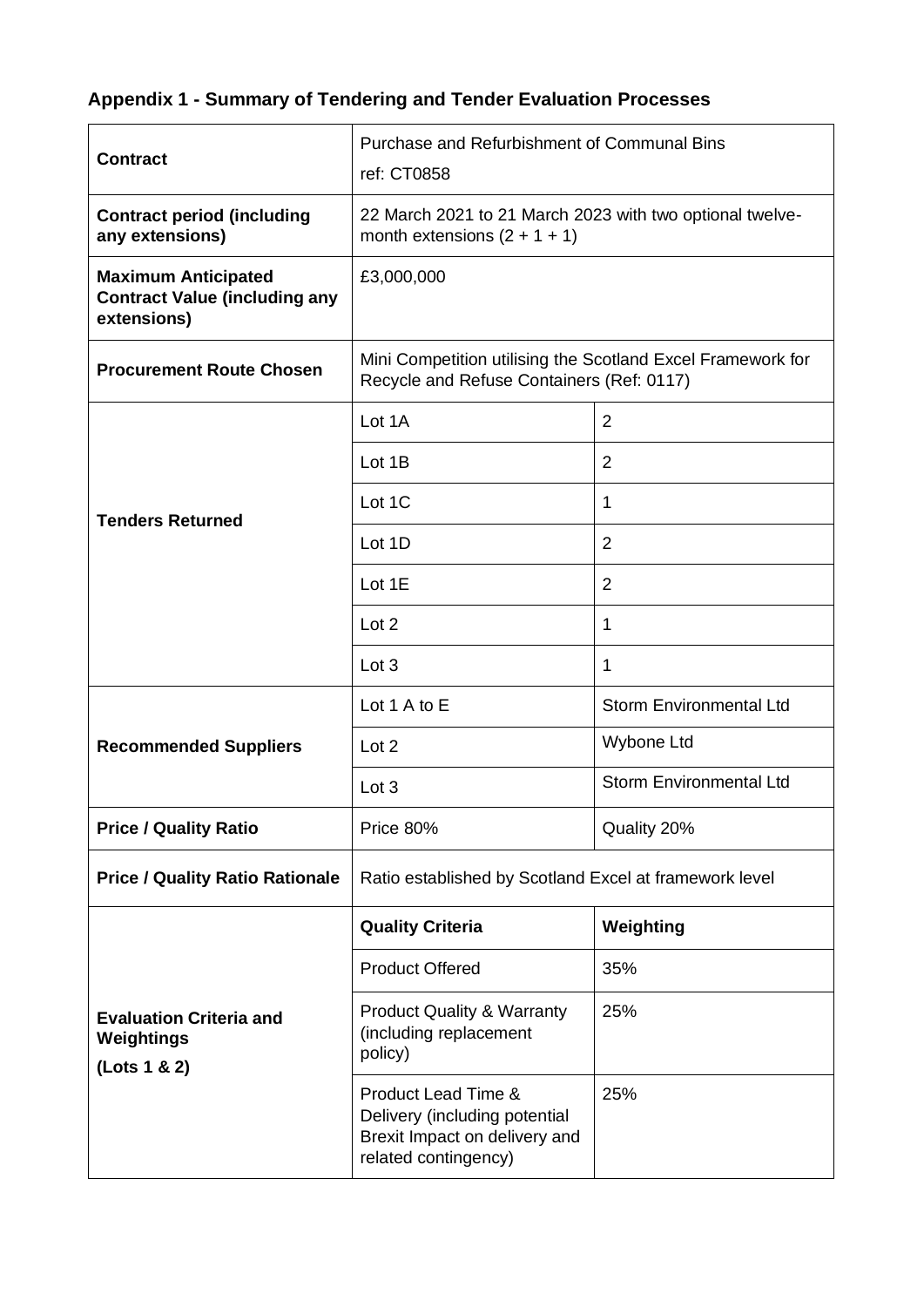## Appendix 1 - Summary of Tendering and Tender Evaluation Processes

| | | |
|---|---|---|
| **Contract** | Purchase and Refurbishment of Communal Bins<br>ref: CT0858 | |
| **Contract period (including any extensions)** | 22 March 2021 to 21 March 2023 with two optional twelve-month extensions (2 + 1 + 1) | |
| **Maximum Anticipated Contract Value (including any extensions)** | £3,000,000 | |
| **Procurement Route Chosen** | Mini Competition utilising the Scotland Excel Framework for Recycle and Refuse Containers (Ref: 0117) | |
| **Tenders Returned** | Lot 1A | 2 |
| | Lot 1B | 2 |
| | Lot 1C | 1 |
| | Lot 1D | 2 |
| | Lot 1E | 2 |
| | Lot 2 | 1 |
| | Lot 3 | 1 |
| **Recommended Suppliers** | Lot 1 A to E | Storm Environmental Ltd |
| | Lot 2 | Wybone Ltd |
| | Lot 3 | Storm Environmental Ltd |
| **Price / Quality Ratio** | Price 80% | Quality 20% |
| **Price / Quality Ratio Rationale** | Ratio established by Scotland Excel at framework level | |
| **Evaluation Criteria and Weightings (Lots 1 & 2)** | **Quality Criteria** | **Weighting** |
| | Product Offered | 35% |
| | Product Quality & Warranty (including replacement policy) | 25% |
| | Product Lead Time & Delivery (including potential Brexit Impact on delivery and related contingency) | 25% |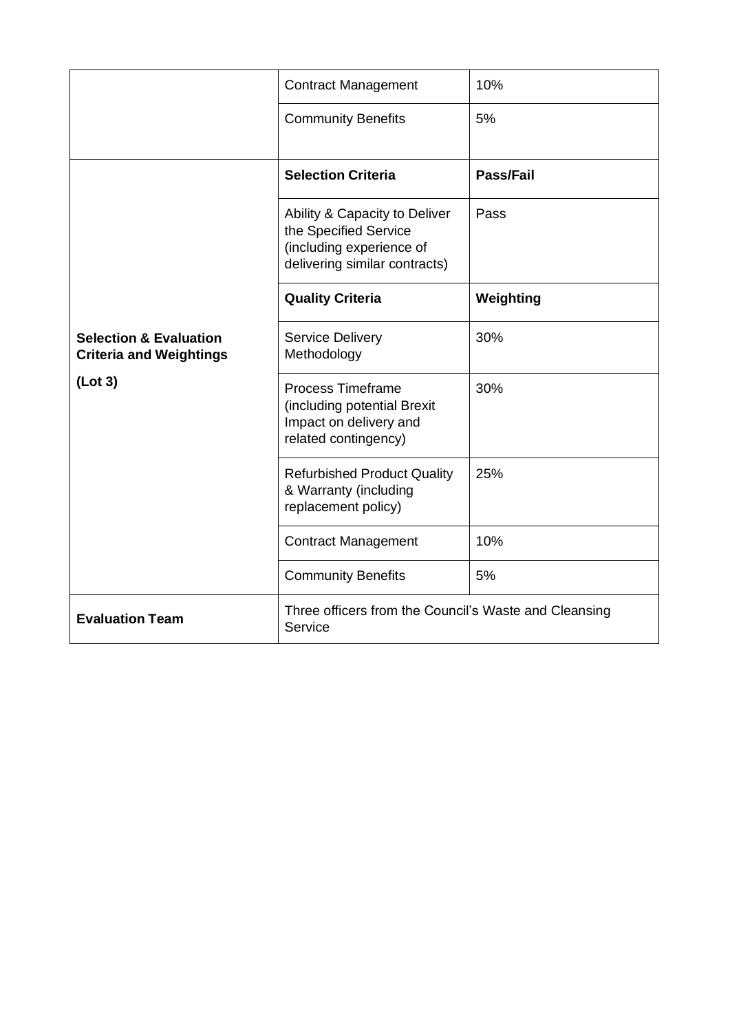| | | |
|---|---|---|
| | Contract Management | 10% |
| | Community Benefits | 5% |
| **Selection & Evaluation Criteria and Weightings (Lot 3)** | **Selection Criteria** | **Pass/Fail** |
| | Ability & Capacity to Deliver the Specified Service (including experience of delivering similar contracts) | Pass |
| | **Quality Criteria** | **Weighting** |
| | Service Delivery Methodology | 30% |
| | Process Timeframe (including potential Brexit Impact on delivery and related contingency) | 30% |
| | Refurbished Product Quality & Warranty (including replacement policy) | 25% |
| | Contract Management | 10% |
| | Community Benefits | 5% |
| **Evaluation Team** | Three officers from the Council's Waste and Cleansing Service | |